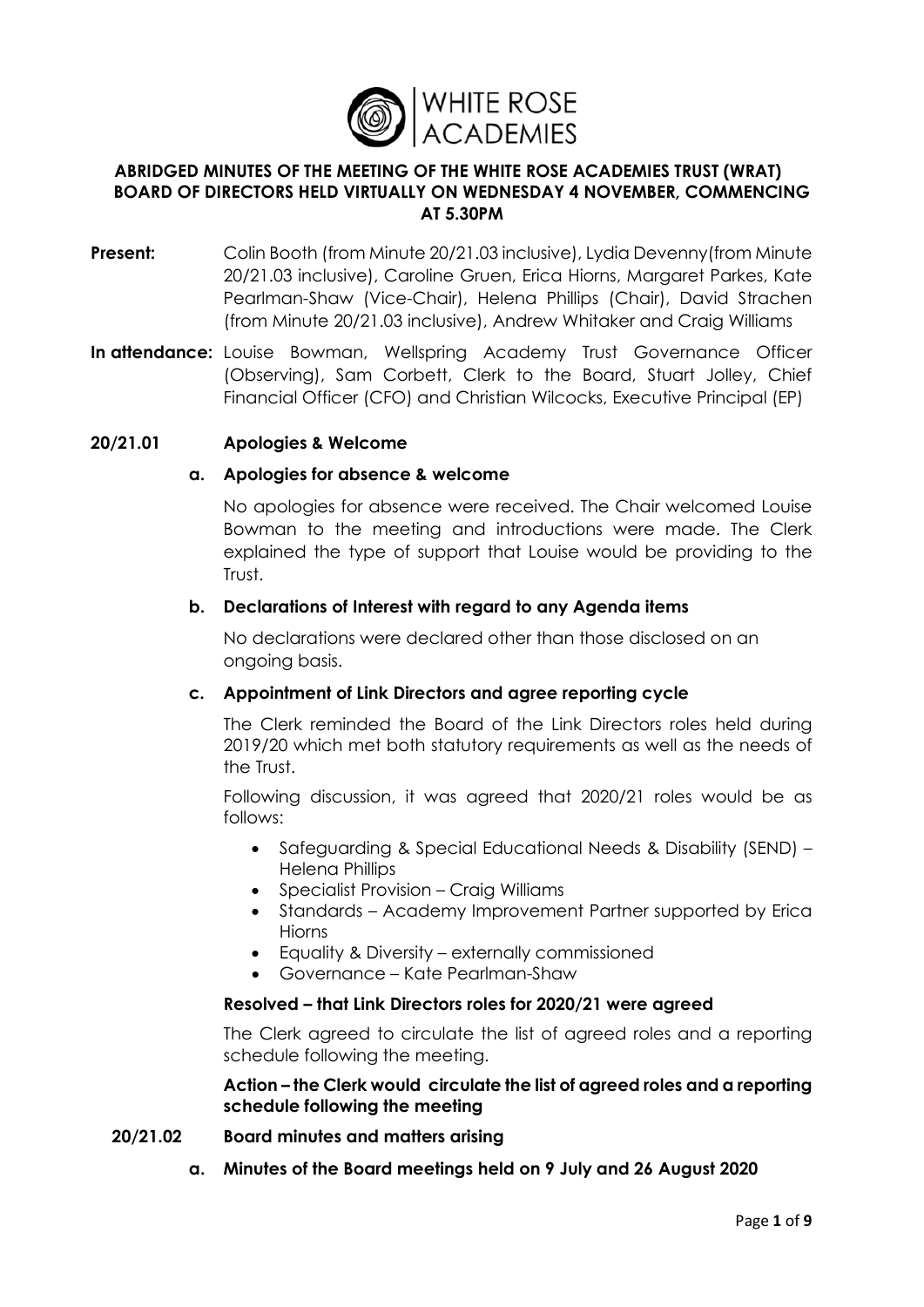# ABRIDGED MINUTES OF THE MEETING OF THE WHITE ROSE ACADEMIES TRUST (WRAT) BOARD OF DIRECTORS HELD VIRTUALLY ON WEDNESDAY 4 NOVEMBER, COMMENCING AT 5.30PM

**Present:** Colin Booth (from Minute 20/21.03 inclusive), Lydia Devenny(from Minute 20/21.03 inclusive), Caroline Gruen, Erica Hiorns, Margaret Parkes, Kate Pearlman-Shaw (Vice-Chair), Helena Phillips (Chair), David Strachen (from Minute 20/21.03 inclusive), Andrew Whitaker and Craig Williams

**In attendance:** Louise Bowman, Wellspring Academy Trust Governance Officer (Observing), Sam Corbett, Clerk to the Board, Stuart Jolley, Chief Financial Officer (CFO) and Christian Wilcocks, Executive Principal (EP)

## 20/21.01 Apologies & Welcome

### a. Apologies for absence & welcome

No apologies for absence were received. The Chair welcomed Louise Bowman to the meeting and introductions were made. The Clerk explained the type of support that Louise would be providing to the Trust.

### b. Declarations of Interest with regard to any Agenda items

No declarations were declared other than those disclosed on an ongoing basis.

### c. Appointment of Link Directors and agree reporting cycle

The Clerk reminded the Board of the Link Directors roles held during 2019/20 which met both statutory requirements as well as the needs of the Trust.

Following discussion, it was agreed that 2020/21 roles would be as follows:

- Safeguarding & Special Educational Needs & Disability (SEND) – Helena Phillips
- Specialist Provision – Craig Williams
- Standards – Academy Improvement Partner supported by Erica Hiorns
- Equality & Diversity – externally commissioned
- Governance – Kate Pearlman-Shaw

**Resolved – that Link Directors roles for 2020/21 were agreed**

The Clerk agreed to circulate the list of agreed roles and a reporting schedule following the meeting.

**Action – the Clerk would circulate the list of agreed roles and a reporting schedule following the meeting**

## 20/21.02 Board minutes and matters arising

### a. Minutes of the Board meetings held on 9 July and 26 August 2020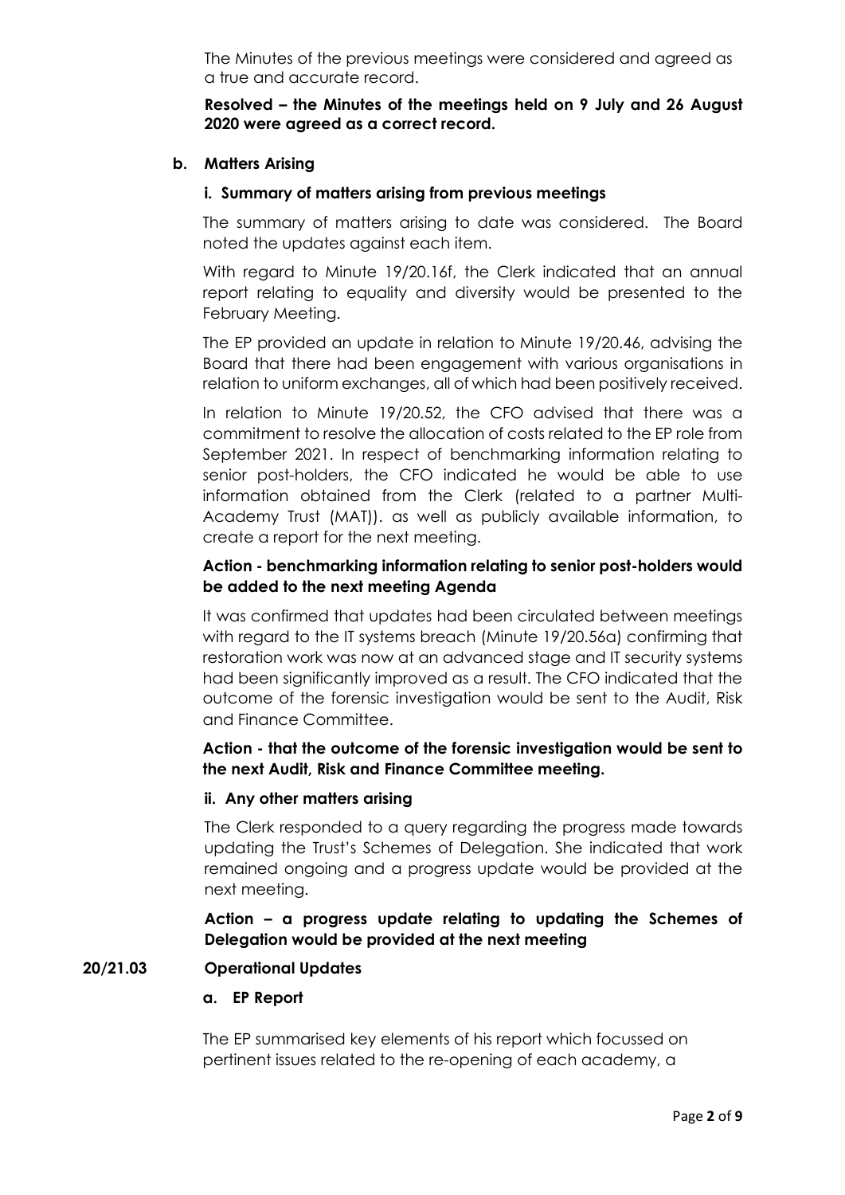The Minutes of the previous meetings were considered and agreed as a true and accurate record.

**Resolved – the Minutes of the meetings held on 9 July and 26 August 2020 were agreed as a correct record.**

**b. Matters Arising**

**i. Summary of matters arising from previous meetings**

The summary of matters arising to date was considered. The Board noted the updates against each item.

With regard to Minute 19/20.16f, the Clerk indicated that an annual report relating to equality and diversity would be presented to the February Meeting.

The EP provided an update in relation to Minute 19/20.46, advising the Board that there had been engagement with various organisations in relation to uniform exchanges, all of which had been positively received.

In relation to Minute 19/20.52, the CFO advised that there was a commitment to resolve the allocation of costs related to the EP role from September 2021. In respect of benchmarking information relating to senior post-holders, the CFO indicated he would be able to use information obtained from the Clerk (related to a partner Multi-Academy Trust (MAT)). as well as publicly available information, to create a report for the next meeting.

**Action - benchmarking information relating to senior post-holders would be added to the next meeting Agenda**

It was confirmed that updates had been circulated between meetings with regard to the IT systems breach (Minute 19/20.56a) confirming that restoration work was now at an advanced stage and IT security systems had been significantly improved as a result. The CFO indicated that the outcome of the forensic investigation would be sent to the Audit, Risk and Finance Committee.

**Action - that the outcome of the forensic investigation would be sent to the next Audit, Risk and Finance Committee meeting.**

**ii. Any other matters arising**

The Clerk responded to a query regarding the progress made towards updating the Trust's Schemes of Delegation. She indicated that work remained ongoing and a progress update would be provided at the next meeting.

**Action – a progress update relating to updating the Schemes of Delegation would be provided at the next meeting**

## 20/21.03 Operational Updates

**a. EP Report**

The EP summarised key elements of his report which focussed on pertinent issues related to the re-opening of each academy, a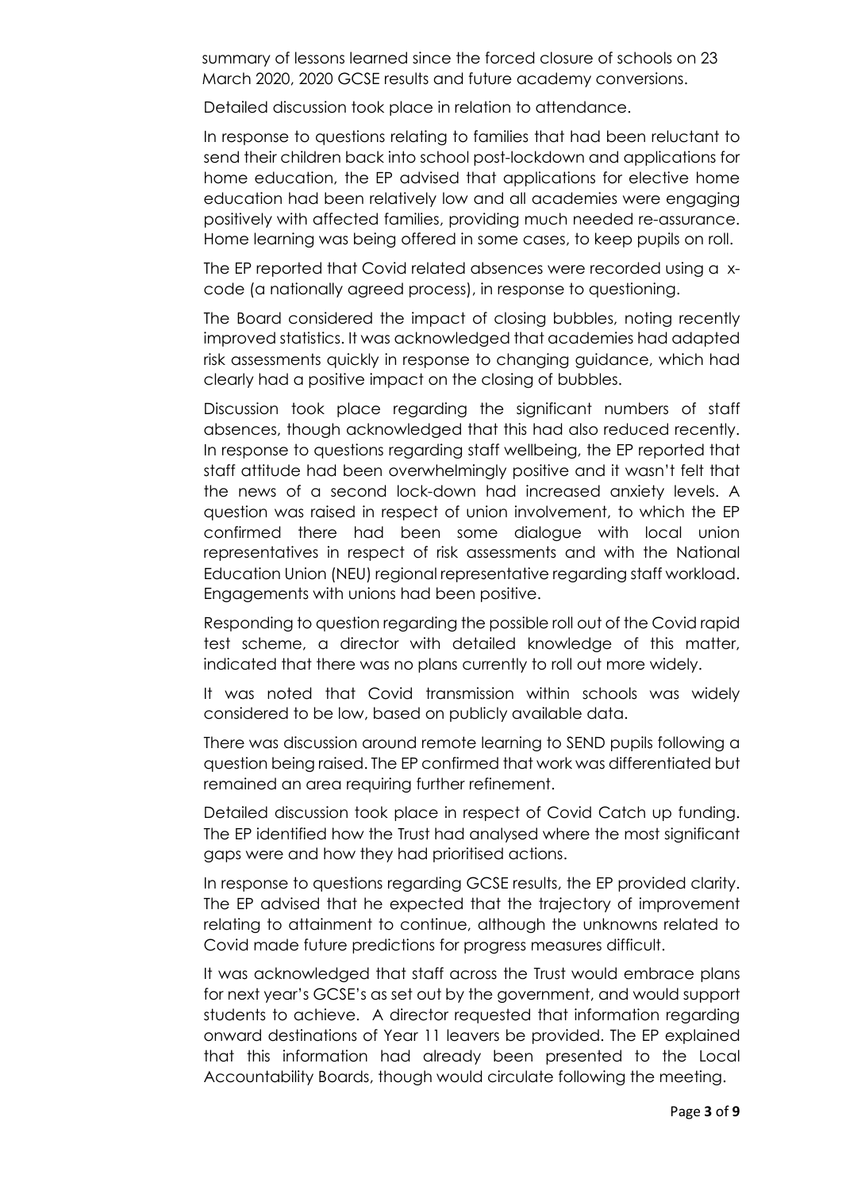summary of lessons learned since the forced closure of schools on 23 March 2020, 2020 GCSE results and future academy conversions.

Detailed discussion took place in relation to attendance.

In response to questions relating to families that had been reluctant to send their children back into school post-lockdown and applications for home education, the EP advised that applications for elective home education had been relatively low and all academies were engaging positively with affected families, providing much needed re-assurance. Home learning was being offered in some cases, to keep pupils on roll.

The EP reported that Covid related absences were recorded using a x-code (a nationally agreed process), in response to questioning.

The Board considered the impact of closing bubbles, noting recently improved statistics. It was acknowledged that academies had adapted risk assessments quickly in response to changing guidance, which had clearly had a positive impact on the closing of bubbles.

Discussion took place regarding the significant numbers of staff absences, though acknowledged that this had also reduced recently. In response to questions regarding staff wellbeing, the EP reported that staff attitude had been overwhelmingly positive and it wasn't felt that the news of a second lock-down had increased anxiety levels. A question was raised in respect of union involvement, to which the EP confirmed there had been some dialogue with local union representatives in respect of risk assessments and with the National Education Union (NEU) regional representative regarding staff workload. Engagements with unions had been positive.

Responding to question regarding the possible roll out of the Covid rapid test scheme, a director with detailed knowledge of this matter, indicated that there was no plans currently to roll out more widely.

It was noted that Covid transmission within schools was widely considered to be low, based on publicly available data.

There was discussion around remote learning to SEND pupils following a question being raised. The EP confirmed that work was differentiated but remained an area requiring further refinement.

Detailed discussion took place in respect of Covid Catch up funding. The EP identified how the Trust had analysed where the most significant gaps were and how they had prioritised actions.

In response to questions regarding GCSE results, the EP provided clarity. The EP advised that he expected that the trajectory of improvement relating to attainment to continue, although the unknowns related to Covid made future predictions for progress measures difficult.

It was acknowledged that staff across the Trust would embrace plans for next year's GCSE's as set out by the government, and would support students to achieve. A director requested that information regarding onward destinations of Year 11 leavers be provided. The EP explained that this information had already been presented to the Local Accountability Boards, though would circulate following the meeting.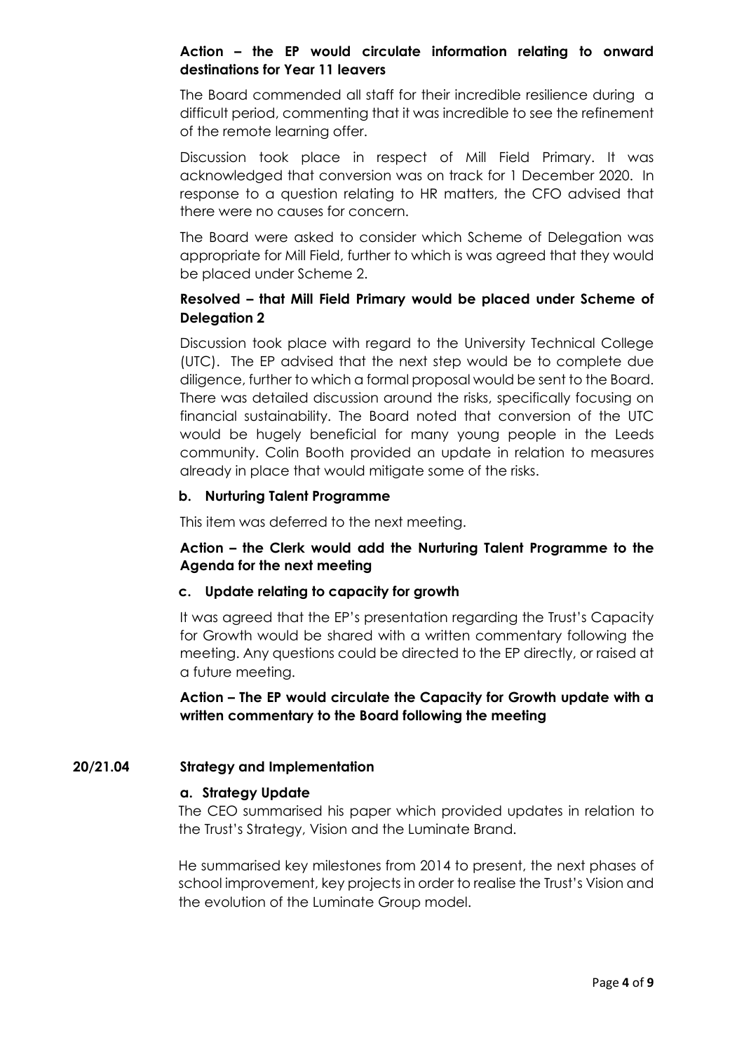**Action – the EP would circulate information relating to onward destinations for Year 11 leavers**

The Board commended all staff for their incredible resilience during a difficult period, commenting that it was incredible to see the refinement of the remote learning offer.

Discussion took place in respect of Mill Field Primary. It was acknowledged that conversion was on track for 1 December 2020. In response to a question relating to HR matters, the CFO advised that there were no causes for concern.

The Board were asked to consider which Scheme of Delegation was appropriate for Mill Field, further to which is was agreed that they would be placed under Scheme 2.

**Resolved – that Mill Field Primary would be placed under Scheme of Delegation 2**

Discussion took place with regard to the University Technical College (UTC). The EP advised that the next step would be to complete due diligence, further to which a formal proposal would be sent to the Board. There was detailed discussion around the risks, specifically focusing on financial sustainability. The Board noted that conversion of the UTC would be hugely beneficial for many young people in the Leeds community. Colin Booth provided an update in relation to measures already in place that would mitigate some of the risks.

**b. Nurturing Talent Programme**

This item was deferred to the next meeting.

**Action – the Clerk would add the Nurturing Talent Programme to the Agenda for the next meeting**

**c. Update relating to capacity for growth**

It was agreed that the EP's presentation regarding the Trust's Capacity for Growth would be shared with a written commentary following the meeting. Any questions could be directed to the EP directly, or raised at a future meeting.

**Action – The EP would circulate the Capacity for Growth update with a written commentary to the Board following the meeting**

## 20/21.04 Strategy and Implementation

**a. Strategy Update**

The CEO summarised his paper which provided updates in relation to the Trust's Strategy, Vision and the Luminate Brand.

He summarised key milestones from 2014 to present, the next phases of school improvement, key projects in order to realise the Trust's Vision and the evolution of the Luminate Group model.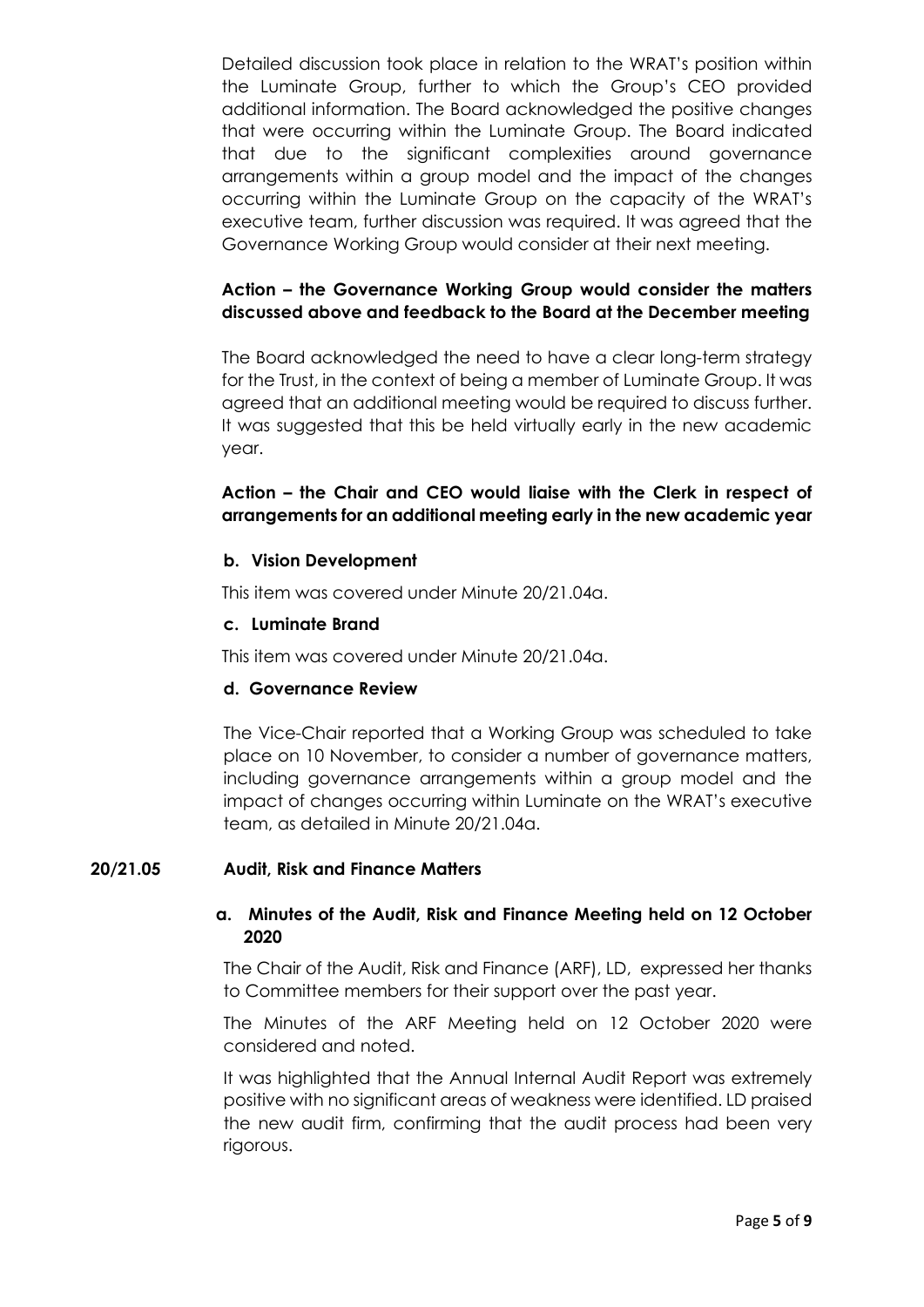Detailed discussion took place in relation to the WRAT's position within the Luminate Group, further to which the Group's CEO provided additional information. The Board acknowledged the positive changes that were occurring within the Luminate Group. The Board indicated that due to the significant complexities around governance arrangements within a group model and the impact of the changes occurring within the Luminate Group on the capacity of the WRAT's executive team, further discussion was required. It was agreed that the Governance Working Group would consider at their next meeting.

**Action – the Governance Working Group would consider the matters discussed above and feedback to the Board at the December meeting**

The Board acknowledged the need to have a clear long-term strategy for the Trust, in the context of being a member of Luminate Group. It was agreed that an additional meeting would be required to discuss further. It was suggested that this be held virtually early in the new academic year.

**Action – the Chair and CEO would liaise with the Clerk in respect of arrangements for an additional meeting early in the new academic year**

**b. Vision Development**

This item was covered under Minute 20/21.04a.

**c. Luminate Brand**

This item was covered under Minute 20/21.04a.

**d. Governance Review**

The Vice-Chair reported that a Working Group was scheduled to take place on 10 November, to consider a number of governance matters, including governance arrangements within a group model and the impact of changes occurring within Luminate on the WRAT's executive team, as detailed in Minute 20/21.04a.

**20/21.05 Audit, Risk and Finance Matters**

**a. Minutes of the Audit, Risk and Finance Meeting held on 12 October 2020**

The Chair of the Audit, Risk and Finance (ARF), LD, expressed her thanks to Committee members for their support over the past year.

The Minutes of the ARF Meeting held on 12 October 2020 were considered and noted.

It was highlighted that the Annual Internal Audit Report was extremely positive with no significant areas of weakness were identified. LD praised the new audit firm, confirming that the audit process had been very rigorous.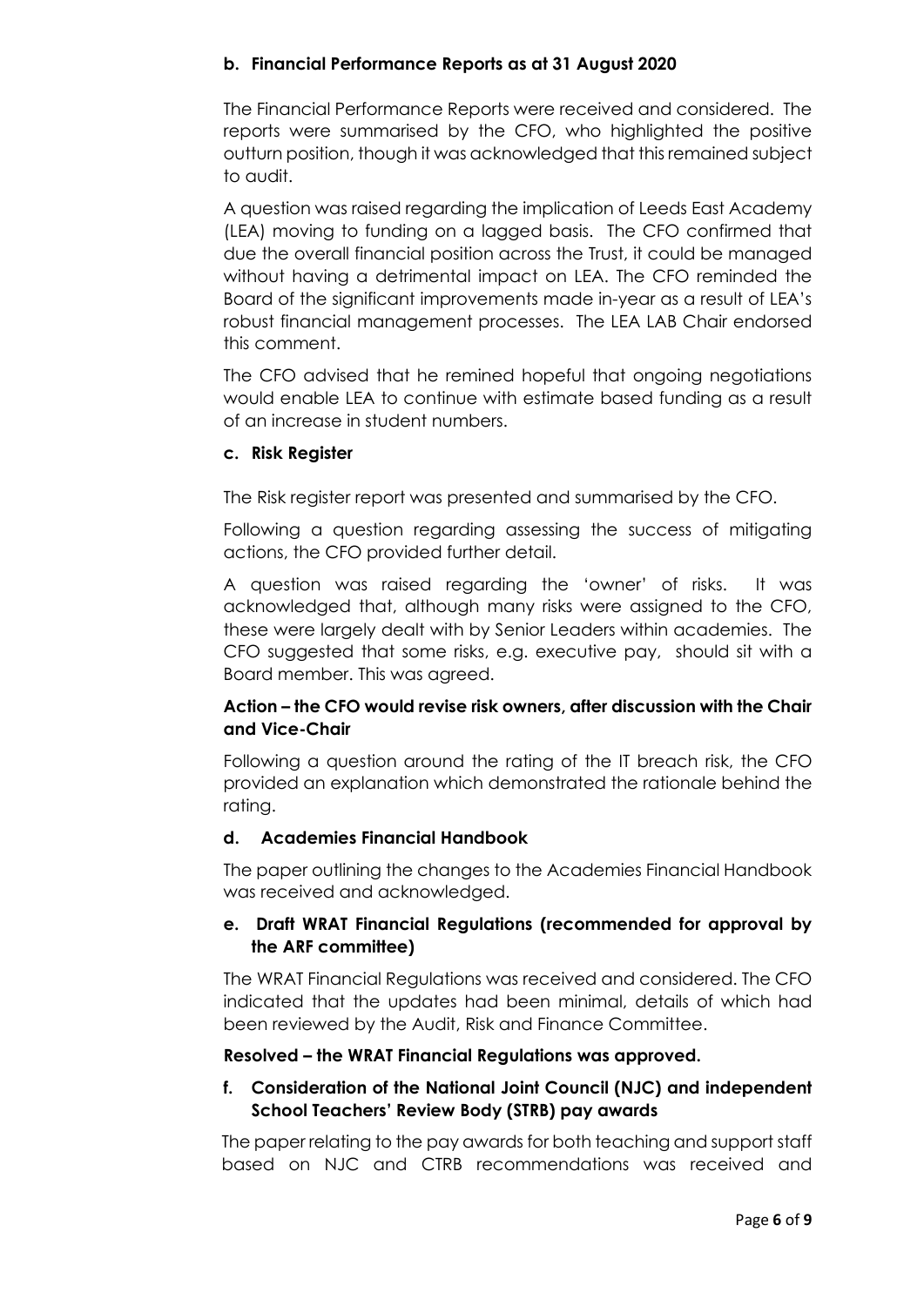**b. Financial Performance Reports as at 31 August 2020**

The Financial Performance Reports were received and considered. The reports were summarised by the CFO, who highlighted the positive outturn position, though it was acknowledged that this remained subject to audit.

A question was raised regarding the implication of Leeds East Academy (LEA) moving to funding on a lagged basis. The CFO confirmed that due the overall financial position across the Trust, it could be managed without having a detrimental impact on LEA. The CFO reminded the Board of the significant improvements made in-year as a result of LEA's robust financial management processes. The LEA LAB Chair endorsed this comment.

The CFO advised that he remined hopeful that ongoing negotiations would enable LEA to continue with estimate based funding as a result of an increase in student numbers.

**c. Risk Register**

The Risk register report was presented and summarised by the CFO.

Following a question regarding assessing the success of mitigating actions, the CFO provided further detail.

A question was raised regarding the 'owner' of risks. It was acknowledged that, although many risks were assigned to the CFO, these were largely dealt with by Senior Leaders within academies. The CFO suggested that some risks, e.g. executive pay, should sit with a Board member. This was agreed.

**Action – the CFO would revise risk owners, after discussion with the Chair and Vice-Chair**

Following a question around the rating of the IT breach risk, the CFO provided an explanation which demonstrated the rationale behind the rating.

**d. Academies Financial Handbook**

The paper outlining the changes to the Academies Financial Handbook was received and acknowledged.

**e. Draft WRAT Financial Regulations (recommended for approval by the ARF committee)**

The WRAT Financial Regulations was received and considered. The CFO indicated that the updates had been minimal, details of which had been reviewed by the Audit, Risk and Finance Committee.

**Resolved – the WRAT Financial Regulations was approved.**

**f. Consideration of the National Joint Council (NJC) and independent School Teachers' Review Body (STRB) pay awards**

The paper relating to the pay awards for both teaching and support staff based on NJC and CTRB recommendations was received and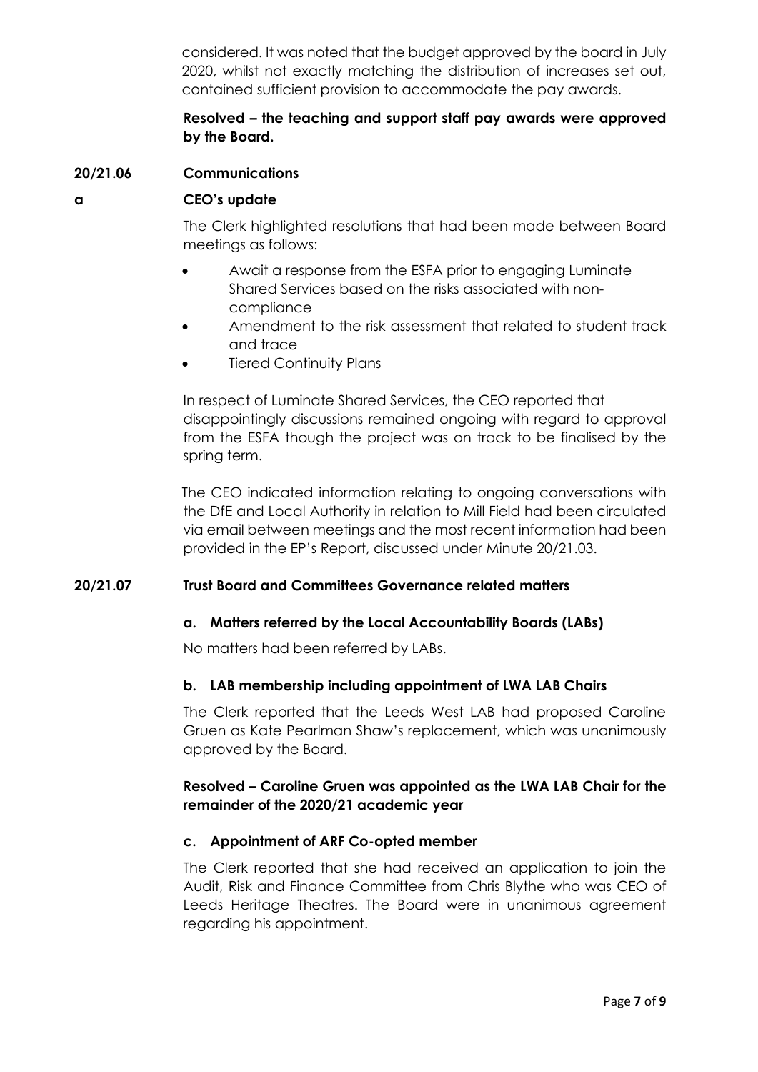considered. It was noted that the budget approved by the board in July 2020, whilst not exactly matching the distribution of increases set out, contained sufficient provision to accommodate the pay awards.

**Resolved – the teaching and support staff pay awards were approved by the Board.**

## 20/21.06 Communications

### a CEO's update

The Clerk highlighted resolutions that had been made between Board meetings as follows:

- Await a response from the ESFA prior to engaging Luminate Shared Services based on the risks associated with non-compliance
- Amendment to the risk assessment that related to student track and trace
- Tiered Continuity Plans

In respect of Luminate Shared Services, the CEO reported that disappointingly discussions remained ongoing with regard to approval from the ESFA though the project was on track to be finalised by the spring term.

The CEO indicated information relating to ongoing conversations with the DfE and Local Authority in relation to Mill Field had been circulated via email between meetings and the most recent information had been provided in the EP's Report, discussed under Minute 20/21.03.

## 20/21.07 Trust Board and Committees Governance related matters

### a. Matters referred by the Local Accountability Boards (LABs)

No matters had been referred by LABs.

### b. LAB membership including appointment of LWA LAB Chairs

The Clerk reported that the Leeds West LAB had proposed Caroline Gruen as Kate Pearlman Shaw's replacement, which was unanimously approved by the Board.

**Resolved – Caroline Gruen was appointed as the LWA LAB Chair for the remainder of the 2020/21 academic year**

### c. Appointment of ARF Co-opted member

The Clerk reported that she had received an application to join the Audit, Risk and Finance Committee from Chris Blythe who was CEO of Leeds Heritage Theatres. The Board were in unanimous agreement regarding his appointment.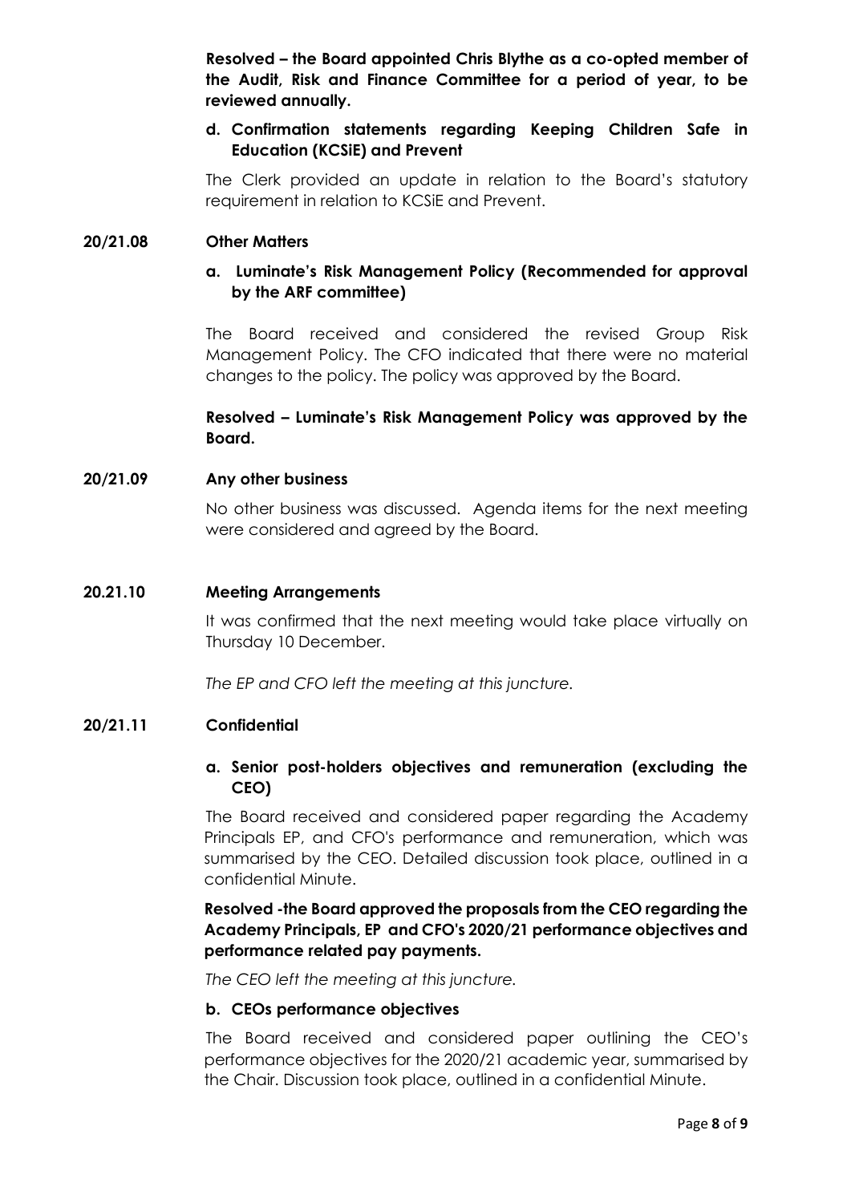**Resolved – the Board appointed Chris Blythe as a co-opted member of the Audit, Risk and Finance Committee for a period of year, to be reviewed annually.**

**d. Confirmation statements regarding Keeping Children Safe in Education (KCSiE) and Prevent**

The Clerk provided an update in relation to the Board's statutory requirement in relation to KCSiE and Prevent.

**20/21.08 Other Matters**

**a. Luminate's Risk Management Policy (Recommended for approval by the ARF committee)**

The Board received and considered the revised Group Risk Management Policy. The CFO indicated that there were no material changes to the policy. The policy was approved by the Board.

**Resolved – Luminate's Risk Management Policy was approved by the Board.**

**20/21.09 Any other business**

No other business was discussed. Agenda items for the next meeting were considered and agreed by the Board.

**20.21.10 Meeting Arrangements**

It was confirmed that the next meeting would take place virtually on Thursday 10 December.

*The EP and CFO left the meeting at this juncture.*

**20/21.11 Confidential**

**a. Senior post-holders objectives and remuneration (excluding the CEO)**

The Board received and considered paper regarding the Academy Principals EP, and CFO's performance and remuneration, which was summarised by the CEO. Detailed discussion took place, outlined in a confidential Minute.

**Resolved -the Board approved the proposals from the CEO regarding the Academy Principals, EP and CFO's 2020/21 performance objectives and performance related pay payments.**

*The CEO left the meeting at this juncture.*

**b. CEOs performance objectives**

The Board received and considered paper outlining the CEO's performance objectives for the 2020/21 academic year, summarised by the Chair. Discussion took place, outlined in a confidential Minute.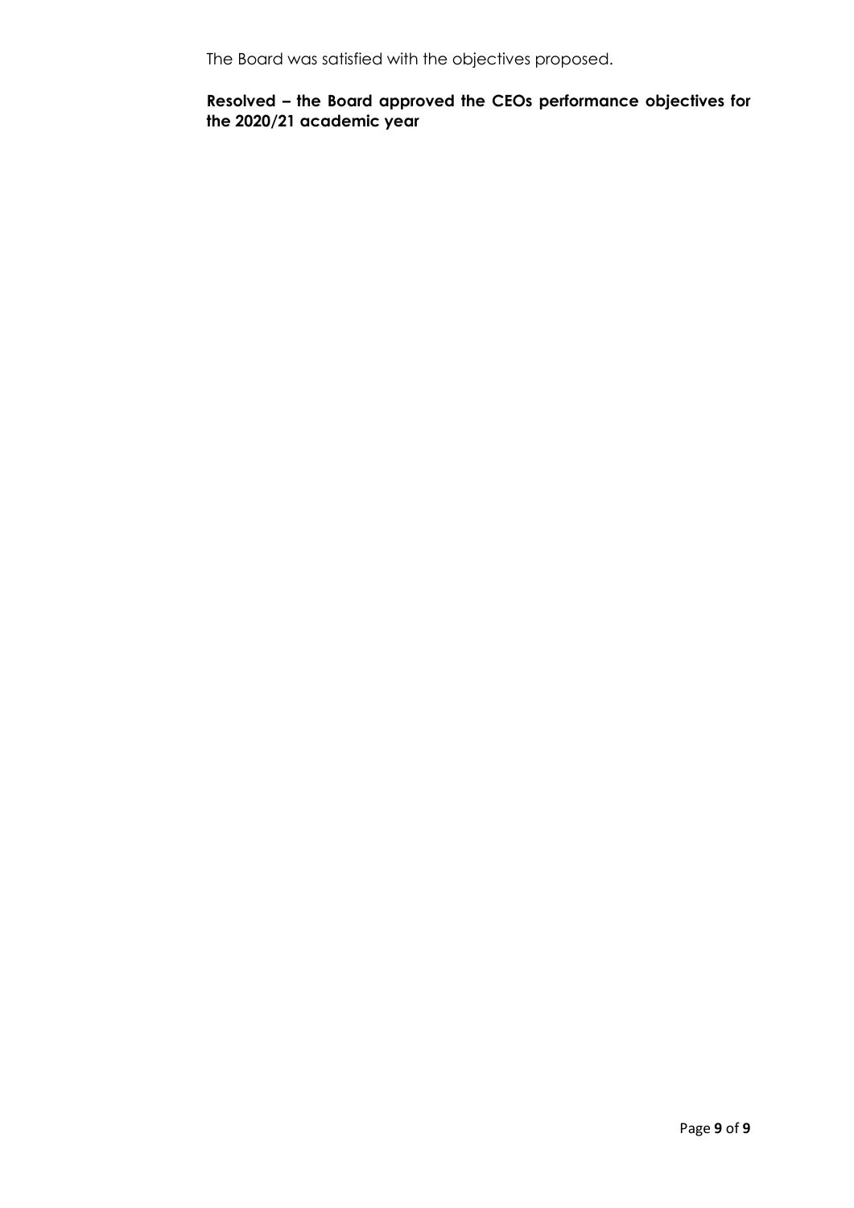The Board was satisfied with the objectives proposed.

**Resolved – the Board approved the CEOs performance objectives for the 2020/21 academic year**